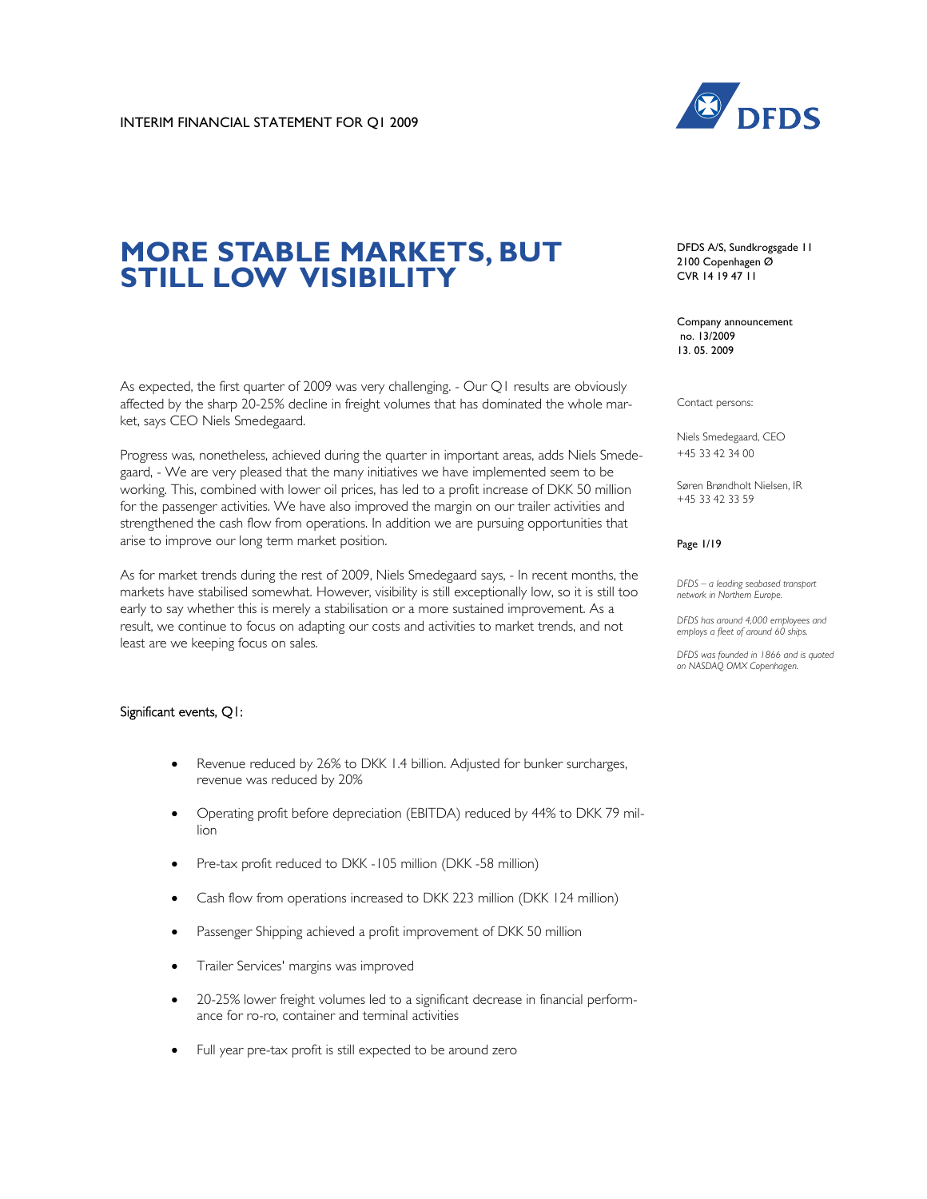INTERIM FINANCIAL STATEMENT FOR Q1 2009

# MORE STABLE MARKETS, BUT STILL LOW VISIBILITY

DFDS A/S, Sundkrogsgade 11
2100 Copenhagen Ø
CVR 14 19 47 11

Company announcement no. 13/2009
13. 05. 2009

Contact persons:

Niels Smedegaard, CEO
+45 33 42 34 00

Søren Brøndholt Nielsen, IR
+45 33 42 33 59

*DFDS – a leading seabased transport network in Northern Europe.*

*DFDS has around 4,000 employees and employs a fleet of around 60 ships.*

*DFDS was founded in 1866 and is quoted on NASDAQ OMX Copenhagen.*

As expected, the first quarter of 2009 was very challenging. - Our Q1 results are obviously affected by the sharp 20-25% decline in freight volumes that has dominated the whole market, says CEO Niels Smedegaard.

Progress was, nonetheless, achieved during the quarter in important areas, adds Niels Smedegaard, - We are very pleased that the many initiatives we have implemented seem to be working. This, combined with lower oil prices, has led to a profit increase of DKK 50 million for the passenger activities. We have also improved the margin on our trailer activities and strengthened the cash flow from operations. In addition we are pursuing opportunities that arise to improve our long term market position.

As for market trends during the rest of 2009, Niels Smedegaard says, - In recent months, the markets have stabilised somewhat. However, visibility is still exceptionally low, so it is still too early to say whether this is merely a stabilisation or a more sustained improvement. As a result, we continue to focus on adapting our costs and activities to market trends, and not least are we keeping focus on sales.

Significant events, Q1:

- Revenue reduced by 26% to DKK 1.4 billion. Adjusted for bunker surcharges, revenue was reduced by 20%
- Operating profit before depreciation (EBITDA) reduced by 44% to DKK 79 million
- Pre-tax profit reduced to DKK -105 million (DKK -58 million)
- Cash flow from operations increased to DKK 223 million (DKK 124 million)
- Passenger Shipping achieved a profit improvement of DKK 50 million
- Trailer Services' margins was improved
- 20-25% lower freight volumes led to a significant decrease in financial performance for ro-ro, container and terminal activities
- Full year pre-tax profit is still expected to be around zero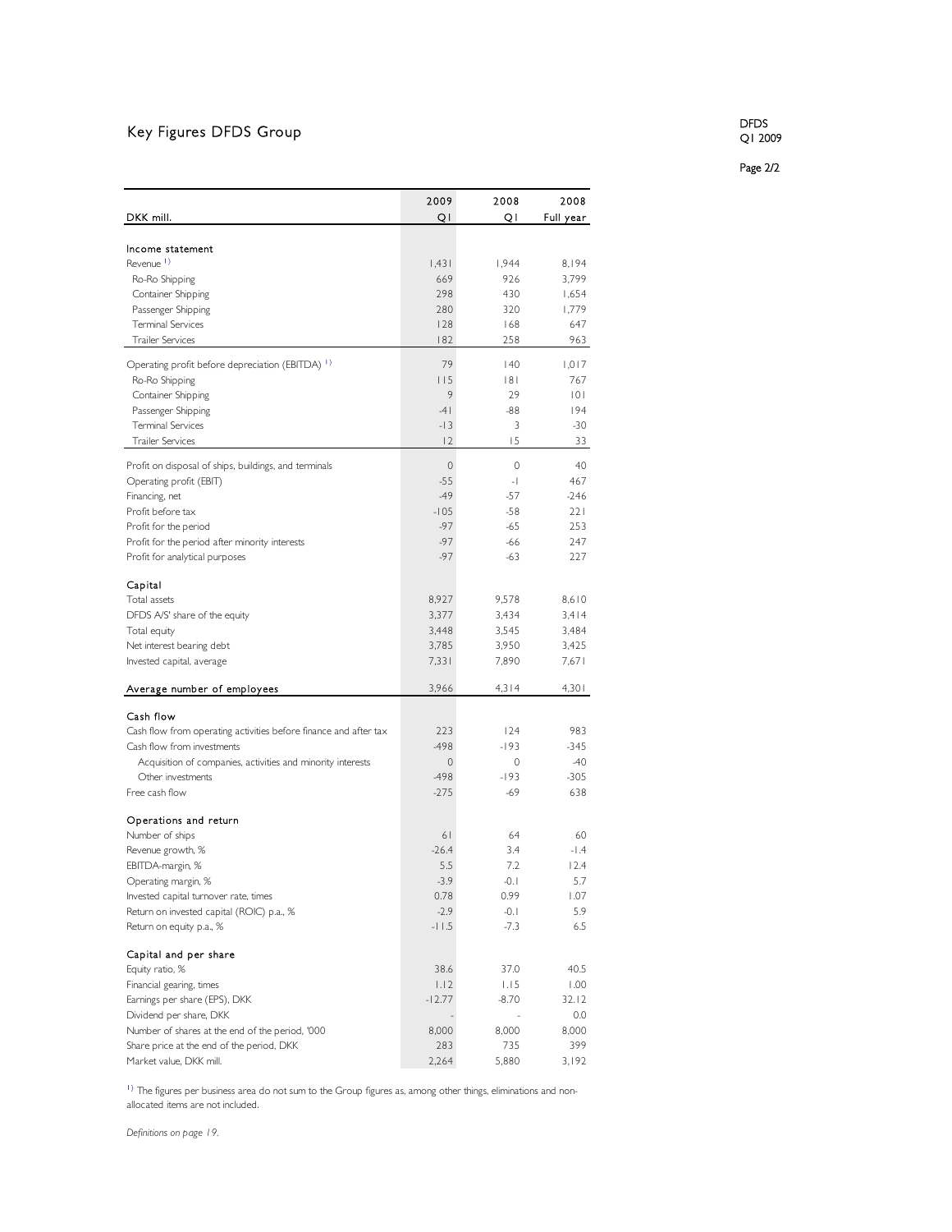# Key Figures DFDS Group

| DKK mill. | 2009 Q1 | 2008 Q1 | 2008 Full year |
|---|---|---|---|
| **Income statement** | | | |
| Revenue [1] | 1,431 | 1,944 | 8,194 |
| Ro-Ro Shipping | 669 | 926 | 3,799 |
| Container Shipping | 298 | 430 | 1,654 |
| Passenger Shipping | 280 | 320 | 1,779 |
| Terminal Services | 128 | 168 | 647 |
| Trailer Services | 182 | 258 | 963 |
| Operating profit before depreciation (EBITDA) [1] | 79 | 140 | 1,017 |
| Ro-Ro Shipping | 115 | 181 | 767 |
| Container Shipping | 9 | 29 | 101 |
| Passenger Shipping | -41 | -88 | 194 |
| Terminal Services | -13 | 3 | -30 |
| Trailer Services | 12 | 15 | 33 |
| Profit on disposal of ships, buildings, and terminals | 0 | 0 | 40 |
| Operating profit (EBIT) | -55 | -1 | 467 |
| Financing, net | -49 | -57 | -246 |
| Profit before tax | -105 | -58 | 221 |
| Profit for the period | -97 | -65 | 253 |
| Profit for the period after minority interests | -97 | -66 | 247 |
| Profit for analytical purposes | -97 | -63 | 227 |
| **Capital** | | | |
| Total assets | 8,927 | 9,578 | 8,610 |
| DFDS A/S' share of the equity | 3,377 | 3,434 | 3,414 |
| Total equity | 3,448 | 3,545 | 3,484 |
| Net interest bearing debt | 3,785 | 3,950 | 3,425 |
| Invested capital, average | 7,331 | 7,890 | 7,671 |
| **Average number of employees** | 3,966 | 4,314 | 4,301 |
| **Cash flow** | | | |
| Cash flow from operating activities before finance and after tax | 223 | 124 | 983 |
| Cash flow from investments | -498 | -193 | -345 |
| Acquisition of companies, activities and minority interests | 0 | 0 | -40 |
| Other investments | -498 | -193 | -305 |
| Free cash flow | -275 | -69 | 638 |
| **Operations and return** | | | |
| Number of ships | 61 | 64 | 60 |
| Revenue growth, % | -26.4 | 3.4 | -1.4 |
| EBITDA-margin, % | 5.5 | 7.2 | 12.4 |
| Operating margin, % | -3.9 | -0.1 | 5.7 |
| Invested capital turnover rate, times | 0.78 | 0.99 | 1.07 |
| Return on invested capital (ROIC) p.a., % | -2.9 | -0.1 | 5.9 |
| Return on equity p.a., % | -11.5 | -7.3 | 6.5 |
| **Capital and per share** | | | |
| Equity ratio, % | 38.6 | 37.0 | 40.5 |
| Financial gearing, times | 1.12 | 1.15 | 1.00 |
| Earnings per share (EPS), DKK | -12.77 | -8.70 | 32.12 |
| Dividend per share, DKK | - | - | 0.0 |
| Number of shares at the end of the period, '000 | 8,000 | 8,000 | 8,000 |
| Share price at the end of the period, DKK | 283 | 735 | 399 |
| Market value, DKK mill. | 2,264 | 5,880 | 3,192 |

[1] The figures per business area do not sum to the Group figures as, among other things, eliminations and non-allocated items are not included.

*Definitions on page 19.*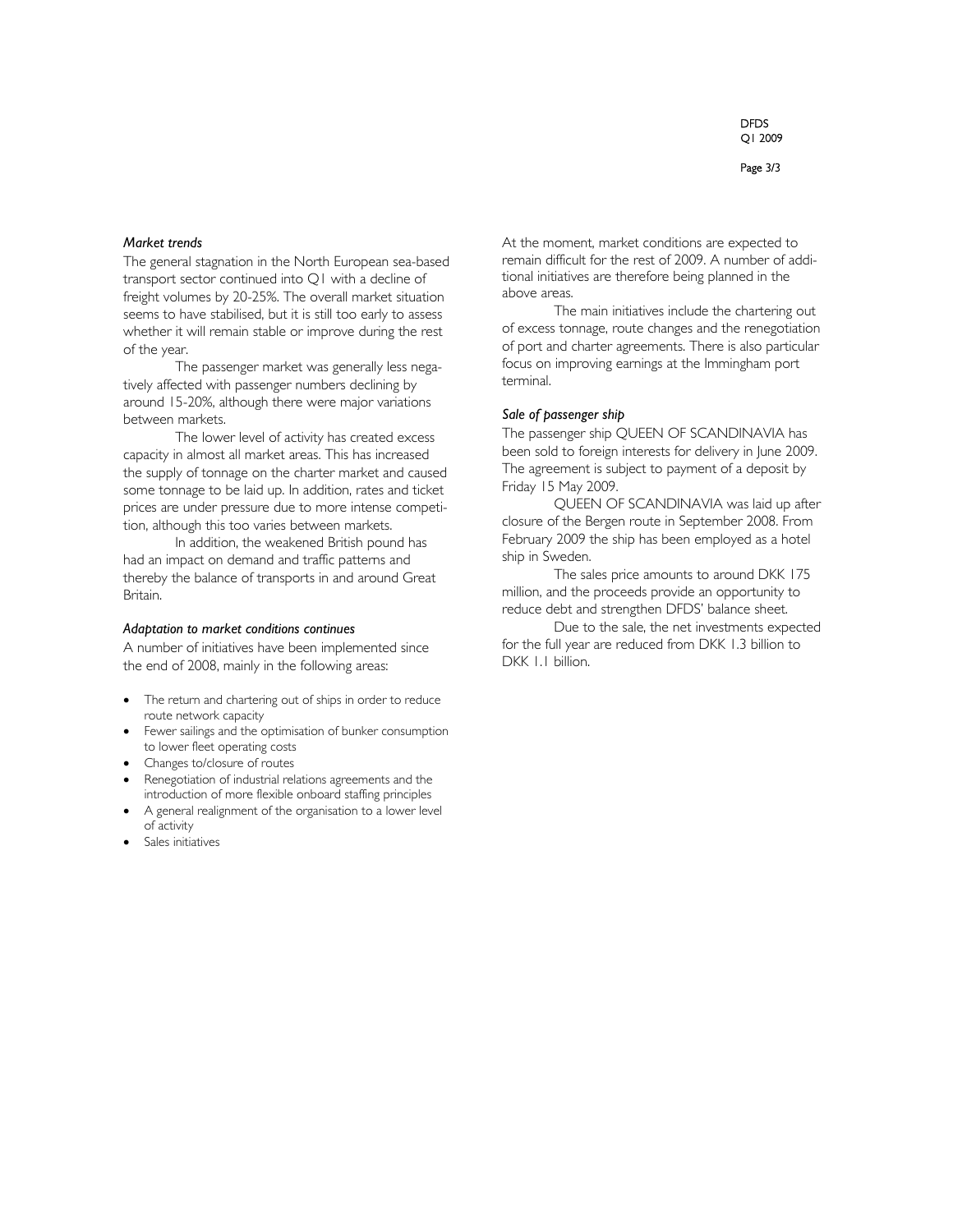### *Market trends*

The general stagnation in the North European sea-based transport sector continued into Q1 with a decline of freight volumes by 20-25%. The overall market situation seems to have stabilised, but it is still too early to assess whether it will remain stable or improve during the rest of the year.

The passenger market was generally less negatively affected with passenger numbers declining by around 15-20%, although there were major variations between markets.

The lower level of activity has created excess capacity in almost all market areas. This has increased the supply of tonnage on the charter market and caused some tonnage to be laid up. In addition, rates and ticket prices are under pressure due to more intense competition, although this too varies between markets.

In addition, the weakened British pound has had an impact on demand and traffic patterns and thereby the balance of transports in and around Great Britain.

### *Adaptation to market conditions continues*

A number of initiatives have been implemented since the end of 2008, mainly in the following areas:

- The return and chartering out of ships in order to reduce route network capacity
- Fewer sailings and the optimisation of bunker consumption to lower fleet operating costs
- Changes to/closure of routes
- Renegotiation of industrial relations agreements and the introduction of more flexible onboard staffing principles
- A general realignment of the organisation to a lower level of activity
- Sales initiatives

At the moment, market conditions are expected to remain difficult for the rest of 2009. A number of additional initiatives are therefore being planned in the above areas.

The main initiatives include the chartering out of excess tonnage, route changes and the renegotiation of port and charter agreements. There is also particular focus on improving earnings at the Immingham port terminal.

### *Sale of passenger ship*

The passenger ship QUEEN OF SCANDINAVIA has been sold to foreign interests for delivery in June 2009. The agreement is subject to payment of a deposit by Friday 15 May 2009.

QUEEN OF SCANDINAVIA was laid up after closure of the Bergen route in September 2008. From February 2009 the ship has been employed as a hotel ship in Sweden.

The sales price amounts to around DKK 175 million, and the proceeds provide an opportunity to reduce debt and strengthen DFDS' balance sheet.

Due to the sale, the net investments expected for the full year are reduced from DKK 1.3 billion to DKK 1.1 billion.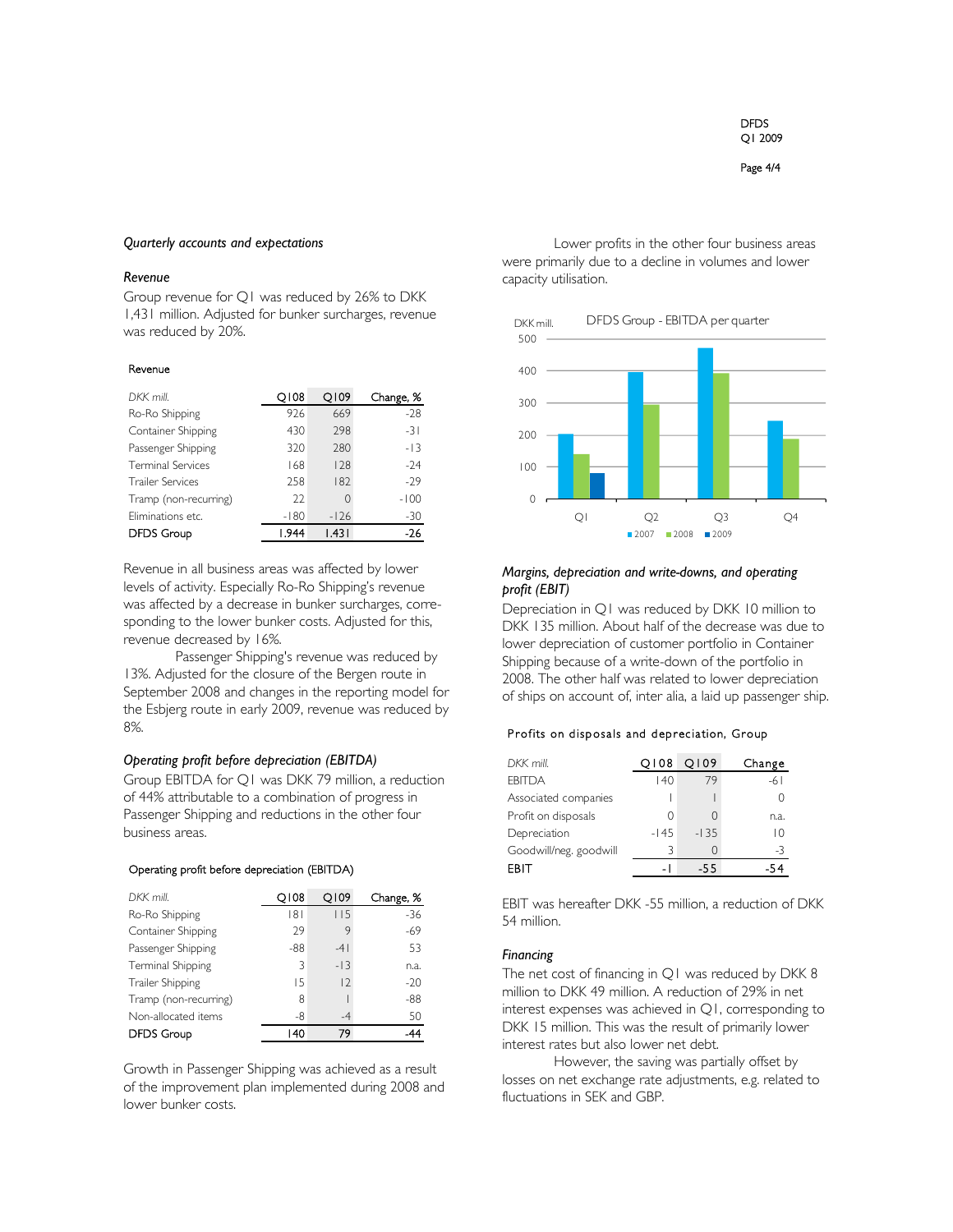*Quarterly accounts and expectations*

*Revenue*

Group revenue for Q1 was reduced by 26% to DKK 1,431 million. Adjusted for bunker surcharges, revenue was reduced by 20%.

Revenue

| DKK mill. | Q108 | Q109 | Change, % |
|---|---|---|---|
| Ro-Ro Shipping | 926 | 669 | -28 |
| Container Shipping | 430 | 298 | -31 |
| Passenger Shipping | 320 | 280 | -13 |
| Terminal Services | 168 | 128 | -24 |
| Trailer Services | 258 | 182 | -29 |
| Tramp (non-recurring) | 22 | 0 | -100 |
| Eliminations etc. | -180 | -126 | -30 |
| DFDS Group | 1.944 | 1.431 | -26 |

Revenue in all business areas was affected by lower levels of activity. Especially Ro-Ro Shipping's revenue was affected by a decrease in bunker surcharges, corresponding to the lower bunker costs. Adjusted for this, revenue decreased by 16%.

Passenger Shipping's revenue was reduced by 13%. Adjusted for the closure of the Bergen route in September 2008 and changes in the reporting model for the Esbjerg route in early 2009, revenue was reduced by 8%.

*Operating profit before depreciation (EBITDA)*

Group EBITDA for Q1 was DKK 79 million, a reduction of 44% attributable to a combination of progress in Passenger Shipping and reductions in the other four business areas.

Operating profit before depreciation (EBITDA)

| DKK mill. | Q108 | Q109 | Change, % |
|---|---|---|---|
| Ro-Ro Shipping | 181 | 115 | -36 |
| Container Shipping | 29 | 9 | -69 |
| Passenger Shipping | -88 | -41 | 53 |
| Terminal Shipping | 3 | -13 | n.a. |
| Trailer Shipping | 15 | 12 | -20 |
| Tramp (non-recurring) | 8 | 1 | -88 |
| Non-allocated items | -8 | -4 | 50 |
| DFDS Group | 140 | 79 | -44 |

Growth in Passenger Shipping was achieved as a result of the improvement plan implemented during 2008 and lower bunker costs.

Lower profits in the other four business areas were primarily due to a decline in volumes and lower capacity utilisation.

DFDS Group - EBITDA per quarter

| DKK mill. | 2007 | 2008 | 2009 |
|---|---|---|---|
| Q1 | 200 | 140 | 79 |
| Q2 | 393 | 293 | |
| Q3 | 470 | 390 | |
| Q4 | 243 | 187 | |

*Margins, depreciation and write-downs, and operating profit (EBIT)*

Depreciation in Q1 was reduced by DKK 10 million to DKK 135 million. About half of the decrease was due to lower depreciation of customer portfolio in Container Shipping because of a write-down of the portfolio in 2008. The other half was related to lower depreciation of ships on account of, inter alia, a laid up passenger ship.

Profits on disposals and depreciation, Group

| DKK mill. | Q108 | Q109 | Change |
|---|---|---|---|
| EBITDA | 140 | 79 | -61 |
| Associated companies | 1 | 1 | 0 |
| Profit on disposals | 0 | 0 | n.a. |
| Depreciation | -145 | -135 | 10 |
| Goodwill/neg. goodwill | 3 | 0 | -3 |
| EBIT | -1 | -55 | -54 |

EBIT was hereafter DKK -55 million, a reduction of DKK 54 million.

*Financing*

The net cost of financing in Q1 was reduced by DKK 8 million to DKK 49 million. A reduction of 29% in net interest expenses was achieved in Q1, corresponding to DKK 15 million. This was the result of primarily lower interest rates but also lower net debt.

However, the saving was partially offset by losses on net exchange rate adjustments, e.g. related to fluctuations in SEK and GBP.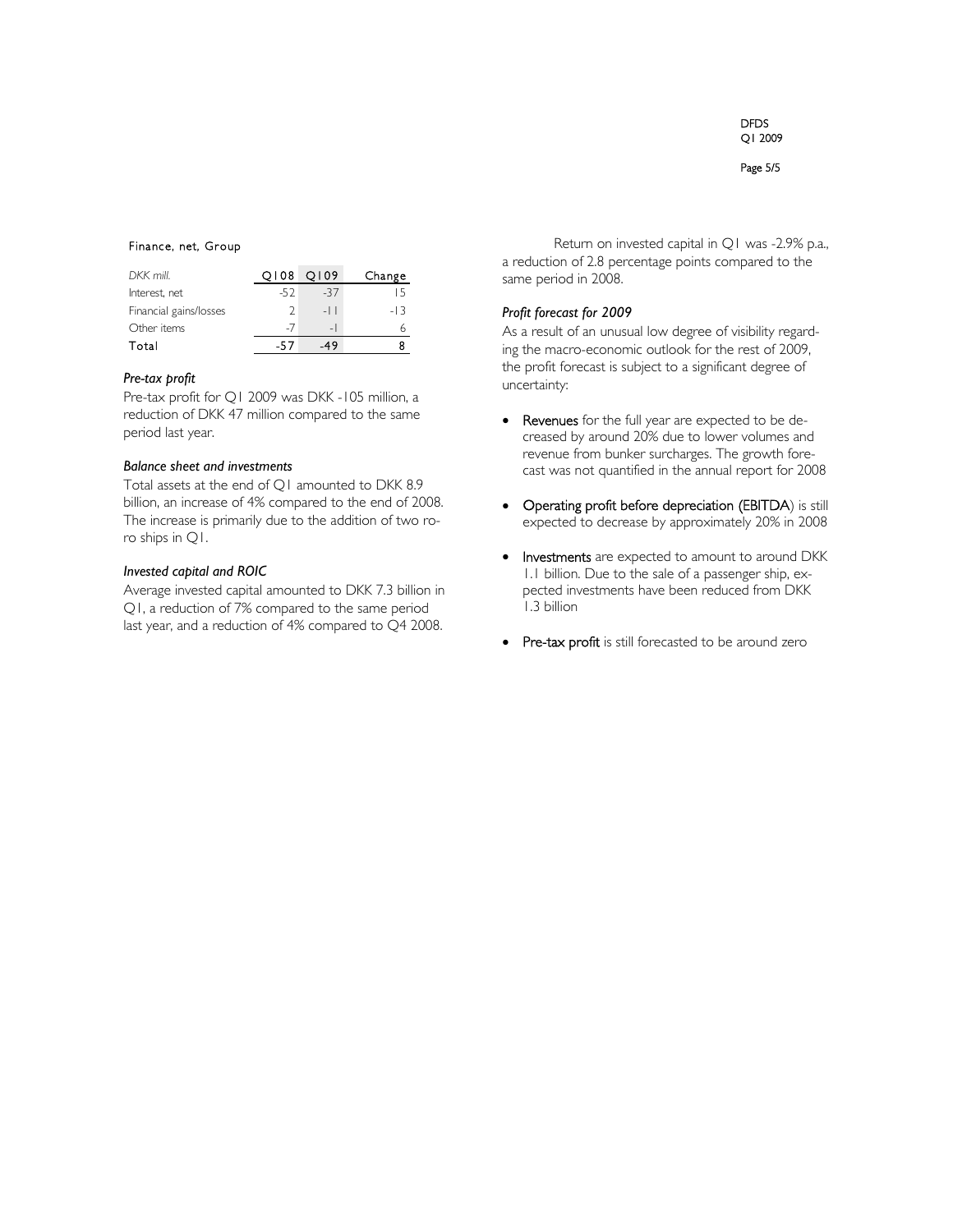Finance, net, Group

| DKK mill. | Q108 | Q109 | Change |
|---|---|---|---|
| Interest, net | -52 | -37 | 15 |
| Financial gains/losses | 2 | -11 | -13 |
| Other items | -7 | -1 | 6 |
| Total | -57 | -49 | 8 |

### *Pre-tax profit*

Pre-tax profit for Q1 2009 was DKK -105 million, a reduction of DKK 47 million compared to the same period last year.

### *Balance sheet and investments*

Total assets at the end of Q1 amounted to DKK 8.9 billion, an increase of 4% compared to the end of 2008. The increase is primarily due to the addition of two ro-ro ships in Q1.

### *Invested capital and ROIC*

Average invested capital amounted to DKK 7.3 billion in Q1, a reduction of 7% compared to the same period last year, and a reduction of 4% compared to Q4 2008.

Return on invested capital in Q1 was -2.9% p.a., a reduction of 2.8 percentage points compared to the same period in 2008.

### *Profit forecast for 2009*

As a result of an unusual low degree of visibility regarding the macro-economic outlook for the rest of 2009, the profit forecast is subject to a significant degree of uncertainty:

- **Revenues** for the full year are expected to be decreased by around 20% due to lower volumes and revenue from bunker surcharges. The growth forecast was not quantified in the annual report for 2008
- **Operating profit before depreciation (EBITDA**) is still expected to decrease by approximately 20% in 2008
- **Investments** are expected to amount to around DKK 1.1 billion. Due to the sale of a passenger ship, expected investments have been reduced from DKK 1.3 billion
- **Pre-tax profit** is still forecasted to be around zero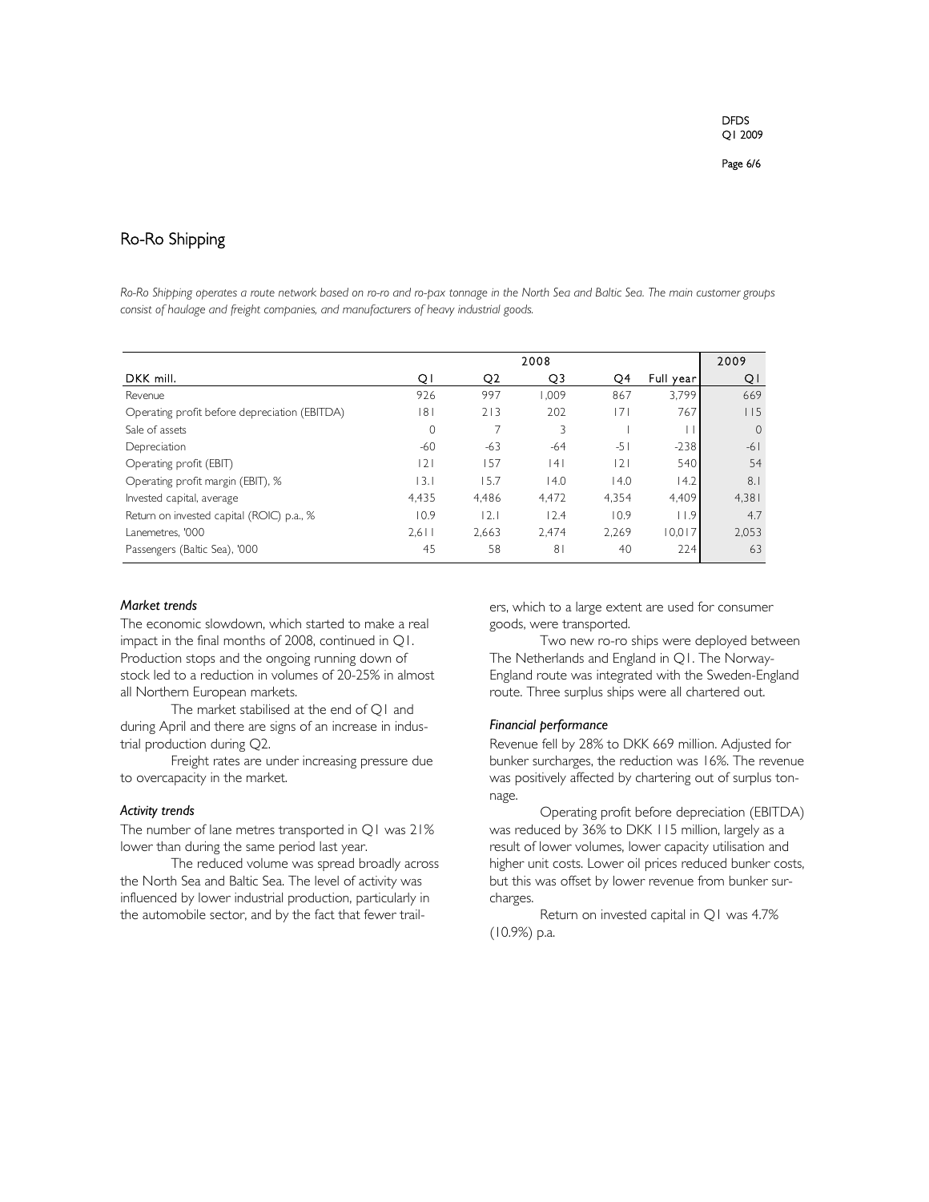## Ro-Ro Shipping

*Ro-Ro Shipping operates a route network based on ro-ro and ro-pax tonnage in the North Sea and Baltic Sea. The main customer groups consist of haulage and freight companies, and manufacturers of heavy industrial goods.*

| | 2008 | | | | | 2009 |
|---|---|---|---|---|---|---|
| DKK mill. | Q1 | Q2 | Q3 | Q4 | Full year | Q1 |
| Revenue | 926 | 997 | 1,009 | 867 | 3,799 | 669 |
| Operating profit before depreciation (EBITDA) | 181 | 213 | 202 | 171 | 767 | 115 |
| Sale of assets | 0 | 7 | 3 | 1 | 11 | 0 |
| Depreciation | -60 | -63 | -64 | -51 | -238 | -61 |
| Operating profit (EBIT) | 121 | 157 | 141 | 121 | 540 | 54 |
| Operating profit margin (EBIT), % | 13.1 | 15.7 | 14.0 | 14.0 | 14.2 | 8.1 |
| Invested capital, average | 4,435 | 4,486 | 4,472 | 4,354 | 4,409 | 4,381 |
| Return on invested capital (ROIC) p.a., % | 10.9 | 12.1 | 12.4 | 10.9 | 11.9 | 4.7 |
| Lanemetres, '000 | 2,611 | 2,663 | 2,474 | 2,269 | 10,017 | 2,053 |
| Passengers (Baltic Sea), '000 | 45 | 58 | 81 | 40 | 224 | 63 |

### *Market trends*

The economic slowdown, which started to make a real impact in the final months of 2008, continued in Q1. Production stops and the ongoing running down of stock led to a reduction in volumes of 20-25% in almost all Northern European markets.

The market stabilised at the end of Q1 and during April and there are signs of an increase in industrial production during Q2.

Freight rates are under increasing pressure due to overcapacity in the market.

### *Activity trends*

The number of lane metres transported in Q1 was 21% lower than during the same period last year.

The reduced volume was spread broadly across the North Sea and Baltic Sea. The level of activity was influenced by lower industrial production, particularly in the automobile sector, and by the fact that fewer trailers, which to a large extent are used for consumer goods, were transported.

Two new ro-ro ships were deployed between The Netherlands and England in Q1. The Norway-England route was integrated with the Sweden-England route. Three surplus ships were all chartered out.

### *Financial performance*

Revenue fell by 28% to DKK 669 million. Adjusted for bunker surcharges, the reduction was 16%. The revenue was positively affected by chartering out of surplus tonnage.

Operating profit before depreciation (EBITDA) was reduced by 36% to DKK 115 million, largely as a result of lower volumes, lower capacity utilisation and higher unit costs. Lower oil prices reduced bunker costs, but this was offset by lower revenue from bunker surcharges.

Return on invested capital in Q1 was 4.7% (10.9%) p.a.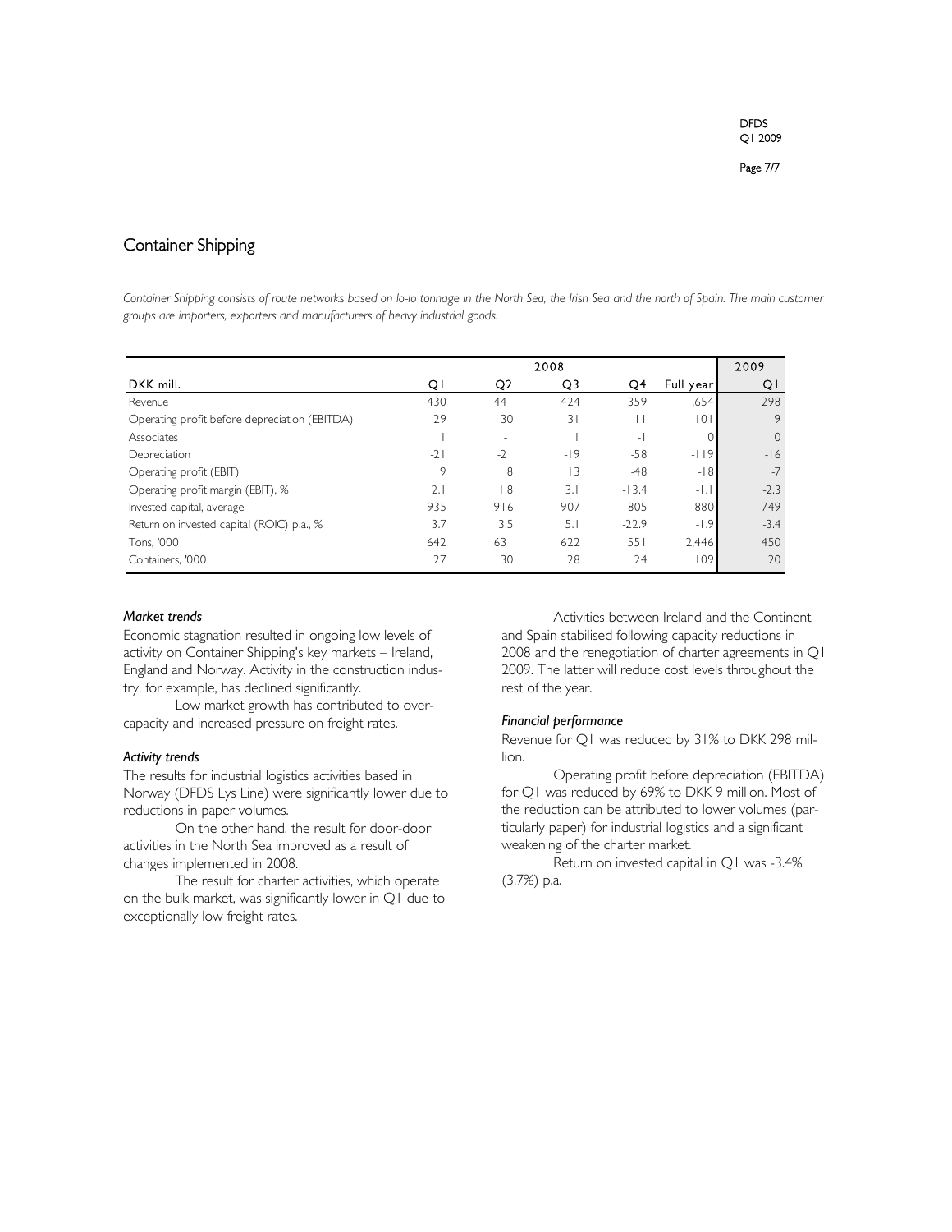## Container Shipping

*Container Shipping consists of route networks based on lo-lo tonnage in the North Sea, the Irish Sea and the north of Spain. The main customer groups are importers, exporters and manufacturers of heavy industrial goods.*

| | 2008 | | | | | 2009 |
|---|---|---|---|---|---|---|
| DKK mill. | Q1 | Q2 | Q3 | Q4 | Full year | Q1 |
| Revenue | 430 | 441 | 424 | 359 | 1,654 | 298 |
| Operating profit before depreciation (EBITDA) | 29 | 30 | 31 | 11 | 101 | 9 |
| Associates | 1 | -1 | 1 | -1 | 0 | 0 |
| Depreciation | -21 | -21 | -19 | -58 | -119 | -16 |
| Operating profit (EBIT) | 9 | 8 | 13 | -48 | -18 | -7 |
| Operating profit margin (EBIT), % | 2.1 | 1.8 | 3.1 | -13.4 | -1.1 | -2.3 |
| Invested capital, average | 935 | 916 | 907 | 805 | 880 | 749 |
| Return on invested capital (ROIC) p.a., % | 3.7 | 3.5 | 5.1 | -22.9 | -1.9 | -3.4 |
| Tons, '000 | 642 | 631 | 622 | 551 | 2,446 | 450 |
| Containers, '000 | 27 | 30 | 28 | 24 | 109 | 20 |

### *Market trends*

Economic stagnation resulted in ongoing low levels of activity on Container Shipping's key markets – Ireland, England and Norway. Activity in the construction industry, for example, has declined significantly.

Low market growth has contributed to overcapacity and increased pressure on freight rates.

### *Activity trends*

The results for industrial logistics activities based in Norway (DFDS Lys Line) were significantly lower due to reductions in paper volumes.

On the other hand, the result for door-door activities in the North Sea improved as a result of changes implemented in 2008.

The result for charter activities, which operate on the bulk market, was significantly lower in Q1 due to exceptionally low freight rates.

Activities between Ireland and the Continent and Spain stabilised following capacity reductions in 2008 and the renegotiation of charter agreements in Q1 2009. The latter will reduce cost levels throughout the rest of the year.

### *Financial performance*

Revenue for Q1 was reduced by 31% to DKK 298 million.

Operating profit before depreciation (EBITDA) for Q1 was reduced by 69% to DKK 9 million. Most of the reduction can be attributed to lower volumes (particularly paper) for industrial logistics and a significant weakening of the charter market.

Return on invested capital in Q1 was -3.4% (3.7%) p.a.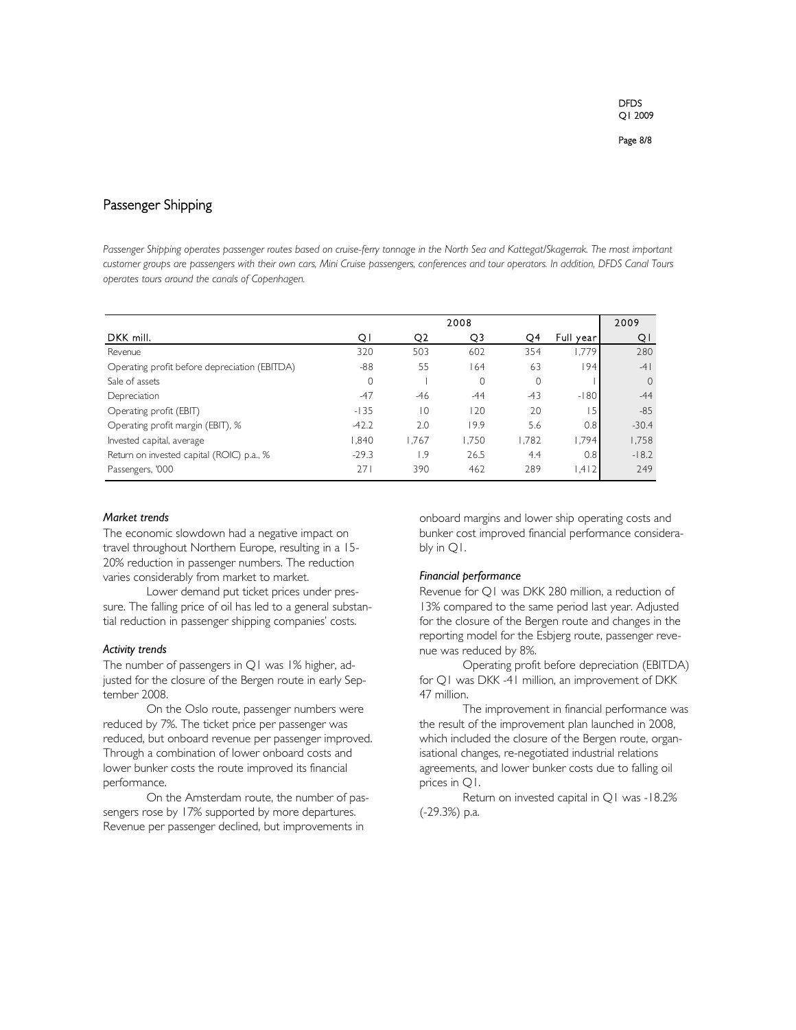## Passenger Shipping

*Passenger Shipping operates passenger routes based on cruise-ferry tonnage in the North Sea and Kattegat/Skagerrak. The most important customer groups are passengers with their own cars, Mini Cruise passengers, conferences and tour operators. In addition, DFDS Canal Tours operates tours around the canals of Copenhagen.*

| | 2008 | | | | | 2009 |
|---|---|---|---|---|---|---|
| DKK mill. | Q1 | Q2 | Q3 | Q4 | Full year | Q1 |
| Revenue | 320 | 503 | 602 | 354 | 1,779 | 280 |
| Operating profit before depreciation (EBITDA) | -88 | 55 | 164 | 63 | 194 | -41 |
| Sale of assets | 0 | 1 | 0 | 0 | 1 | 0 |
| Depreciation | -47 | -46 | -44 | -43 | -180 | -44 |
| Operating profit (EBIT) | -135 | 10 | 120 | 20 | 15 | -85 |
| Operating profit margin (EBIT), % | -42.2 | 2.0 | 19.9 | 5.6 | 0.8 | -30.4 |
| Invested capital, average | 1,840 | 1,767 | 1,750 | 1,782 | 1,794 | 1,758 |
| Return on invested capital (ROIC) p.a., % | -29.3 | 1.9 | 26.5 | 4.4 | 0.8 | -18.2 |
| Passengers, '000 | 271 | 390 | 462 | 289 | 1,412 | 249 |

### *Market trends*

The economic slowdown had a negative impact on travel throughout Northern Europe, resulting in a 15-20% reduction in passenger numbers. The reduction varies considerably from market to market.

Lower demand put ticket prices under pressure. The falling price of oil has led to a general substantial reduction in passenger shipping companies' costs.

### *Activity trends*

The number of passengers in Q1 was 1% higher, adjusted for the closure of the Bergen route in early September 2008.

On the Oslo route, passenger numbers were reduced by 7%. The ticket price per passenger was reduced, but onboard revenue per passenger improved. Through a combination of lower onboard costs and lower bunker costs the route improved its financial performance.

On the Amsterdam route, the number of passengers rose by 17% supported by more departures. Revenue per passenger declined, but improvements in onboard margins and lower ship operating costs and bunker cost improved financial performance considerably in Q1.

### *Financial performance*

Revenue for Q1 was DKK 280 million, a reduction of 13% compared to the same period last year. Adjusted for the closure of the Bergen route and changes in the reporting model for the Esbjerg route, passenger revenue was reduced by 8%.

Operating profit before depreciation (EBITDA) for Q1 was DKK -41 million, an improvement of DKK 47 million.

The improvement in financial performance was the result of the improvement plan launched in 2008, which included the closure of the Bergen route, organisational changes, re-negotiated industrial relations agreements, and lower bunker costs due to falling oil prices in Q1.

Return on invested capital in Q1 was -18.2% (-29.3%) p.a.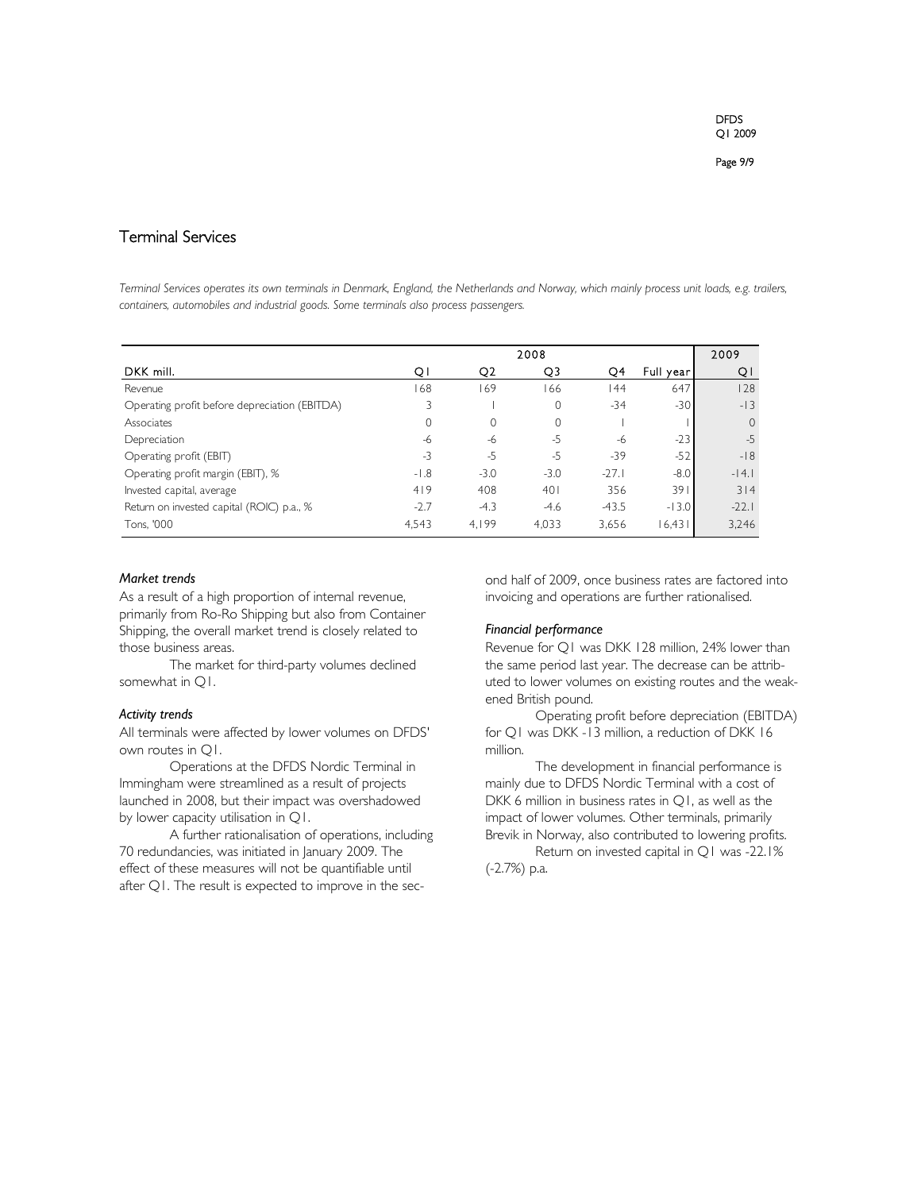# Terminal Services

*Terminal Services operates its own terminals in Denmark, England, the Netherlands and Norway, which mainly process unit loads, e.g. trailers, containers, automobiles and industrial goods. Some terminals also process passengers.*

| | 2008 | | | | | 2009 |
|---|---|---|---|---|---|---|
| DKK mill. | Q1 | Q2 | Q3 | Q4 | Full year | Q1 |
| Revenue | 168 | 169 | 166 | 144 | 647 | 128 |
| Operating profit before depreciation (EBITDA) | 3 | 1 | 0 | -34 | -30 | -13 |
| Associates | 0 | 0 | 0 | 1 | 1 | 0 |
| Depreciation | -6 | -6 | -5 | -6 | -23 | -5 |
| Operating profit (EBIT) | -3 | -5 | -5 | -39 | -52 | -18 |
| Operating profit margin (EBIT), % | -1.8 | -3.0 | -3.0 | -27.1 | -8.0 | -14.1 |
| Invested capital, average | 419 | 408 | 401 | 356 | 391 | 314 |
| Return on invested capital (ROIC) p.a., % | -2.7 | -4.3 | -4.6 | -43.5 | -13.0 | -22.1 |
| Tons, '000 | 4,543 | 4,199 | 4,033 | 3,656 | 16,431 | 3,246 |

### *Market trends*

As a result of a high proportion of internal revenue, primarily from Ro-Ro Shipping but also from Container Shipping, the overall market trend is closely related to those business areas.

The market for third-party volumes declined somewhat in Q1.

### *Activity trends*

All terminals were affected by lower volumes on DFDS' own routes in Q1.

Operations at the DFDS Nordic Terminal in Immingham were streamlined as a result of projects launched in 2008, but their impact was overshadowed by lower capacity utilisation in Q1.

A further rationalisation of operations, including 70 redundancies, was initiated in January 2009. The effect of these measures will not be quantifiable until after Q1. The result is expected to improve in the second half of 2009, once business rates are factored into invoicing and operations are further rationalised.

### *Financial performance*

Revenue for Q1 was DKK 128 million, 24% lower than the same period last year. The decrease can be attributed to lower volumes on existing routes and the weakened British pound.

Operating profit before depreciation (EBITDA) for Q1 was DKK -13 million, a reduction of DKK 16 million.

The development in financial performance is mainly due to DFDS Nordic Terminal with a cost of DKK 6 million in business rates in Q1, as well as the impact of lower volumes. Other terminals, primarily Brevik in Norway, also contributed to lowering profits.

Return on invested capital in Q1 was -22.1% (-2.7%) p.a.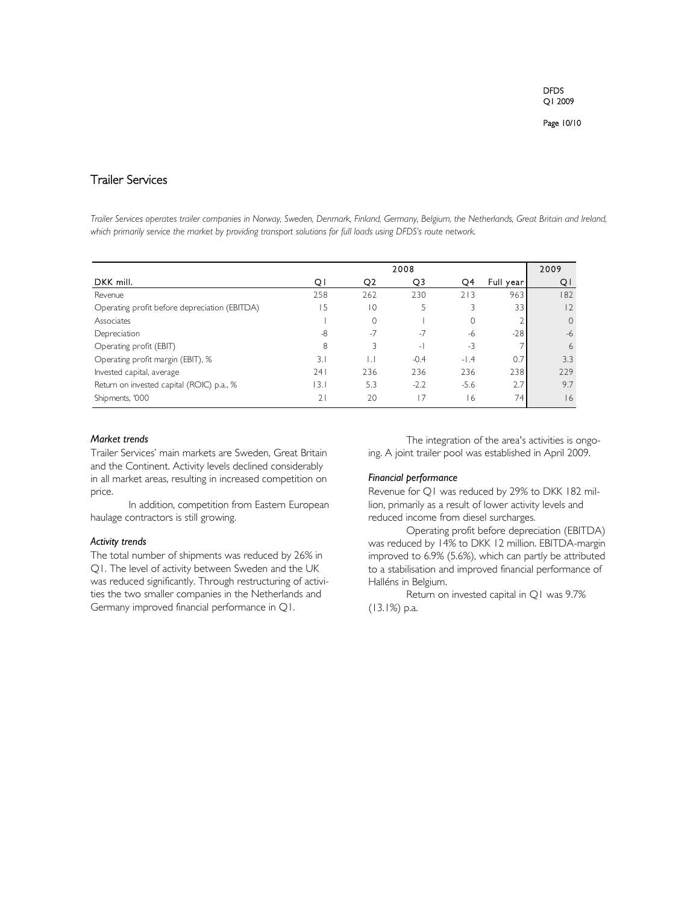## Trailer Services

*Trailer Services operates trailer companies in Norway, Sweden, Denmark, Finland, Germany, Belgium, the Netherlands, Great Britain and Ireland, which primarily service the market by providing transport solutions for full loads using DFDS's route network.*

| | 2008 | | | | | 2009 |
|---|---|---|---|---|---|---|
| DKK mill. | Q1 | Q2 | Q3 | Q4 | Full year | Q1 |
| Revenue | 258 | 262 | 230 | 213 | 963 | 182 |
| Operating profit before depreciation (EBITDA) | 15 | 10 | 5 | 3 | 33 | 12 |
| Associates | 1 | 0 | 1 | 0 | 2 | 0 |
| Depreciation | -8 | -7 | -7 | -6 | -28 | -6 |
| Operating profit (EBIT) | 8 | 3 | -1 | -3 | 7 | 6 |
| Operating profit margin (EBIT), % | 3.1 | 1.1 | -0.4 | -1.4 | 0.7 | 3.3 |
| Invested capital, average | 241 | 236 | 236 | 236 | 238 | 229 |
| Return on invested capital (ROIC) p.a., % | 13.1 | 5.3 | -2.2 | -5.6 | 2.7 | 9.7 |
| Shipments, '000 | 21 | 20 | 17 | 16 | 74 | 16 |

### *Market trends*

Trailer Services' main markets are Sweden, Great Britain and the Continent. Activity levels declined considerably in all market areas, resulting in increased competition on price.

In addition, competition from Eastern European haulage contractors is still growing.

### *Activity trends*

The total number of shipments was reduced by 26% in Q1. The level of activity between Sweden and the UK was reduced significantly. Through restructuring of activities the two smaller companies in the Netherlands and Germany improved financial performance in Q1.

The integration of the area's activities is ongoing. A joint trailer pool was established in April 2009.

### *Financial performance*

Revenue for Q1 was reduced by 29% to DKK 182 million, primarily as a result of lower activity levels and reduced income from diesel surcharges.

Operating profit before depreciation (EBITDA) was reduced by 14% to DKK 12 million. EBITDA-margin improved to 6.9% (5.6%), which can partly be attributed to a stabilisation and improved financial performance of Halléns in Belgium.

Return on invested capital in Q1 was 9.7% (13.1%) p.a.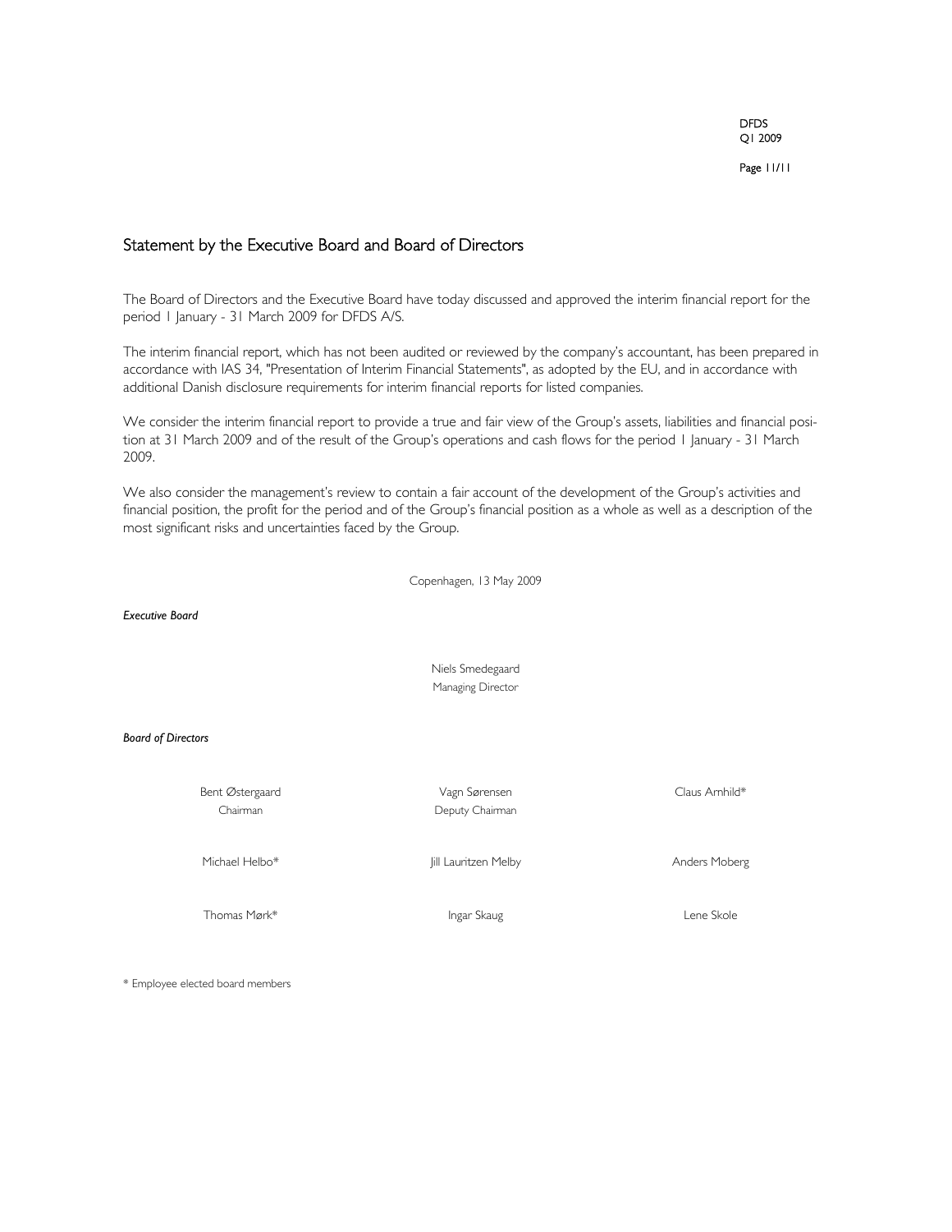## Statement by the Executive Board and Board of Directors

The Board of Directors and the Executive Board have today discussed and approved the interim financial report for the period 1 January - 31 March 2009 for DFDS A/S.

The interim financial report, which has not been audited or reviewed by the company's accountant, has been prepared in accordance with IAS 34, "Presentation of Interim Financial Statements", as adopted by the EU, and in accordance with additional Danish disclosure requirements for interim financial reports for listed companies.

We consider the interim financial report to provide a true and fair view of the Group's assets, liabilities and financial position at 31 March 2009 and of the result of the Group's operations and cash flows for the period 1 January - 31 March 2009.

We also consider the management's review to contain a fair account of the development of the Group's activities and financial position, the profit for the period and of the Group's financial position as a whole as well as a description of the most significant risks and uncertainties faced by the Group.

Copenhagen, 13 May 2009

***Executive Board***

Niels Smedegaard
Managing Director

***Board of Directors***

| | | |
|---|---|---|
| Bent Østergaard<br>Chairman | Vagn Sørensen<br>Deputy Chairman | Claus Arnhild* |
| Michael Helbo* | Jill Lauritzen Melby | Anders Moberg |
| Thomas Mørk* | Ingar Skaug | Lene Skole |

* Employee elected board members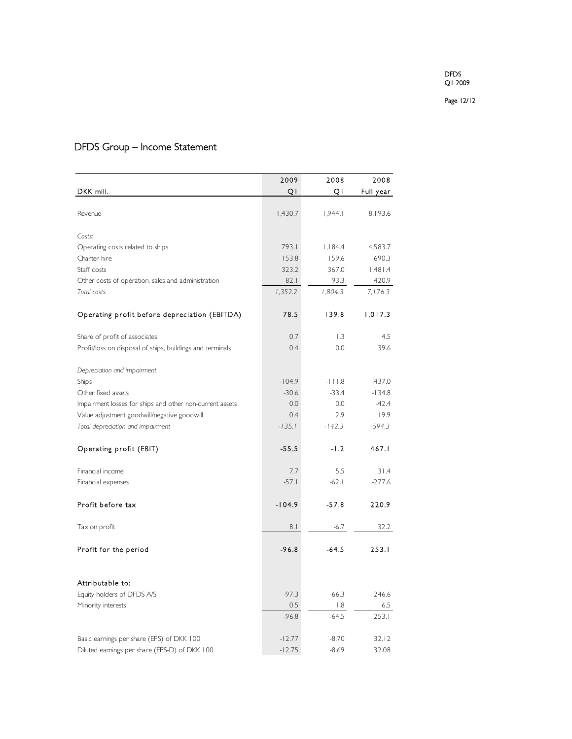# DFDS Group – Income Statement

| DKK mill. | 2009 Q1 | 2008 Q1 | 2008 Full year |
|---|---|---|---|
| Revenue | 1,430.7 | 1,944.1 | 8,193.6 |
| *Costs:* | | | |
| Operating costs related to ships | 793.1 | 1,184.4 | 4,583.7 |
| Charter hire | 153.8 | 159.6 | 690.3 |
| Staff costs | 323.2 | 367.0 | 1,481.4 |
| Other costs of operation, sales and administration | 82.1 | 93.3 | 420.9 |
| *Total costs* | *1,352.2* | *1,804.3* | *7,176.3* |
| Operating profit before depreciation (EBITDA) | 78.5 | 139.8 | 1,017.3 |
| Share of profit of associates | 0.7 | 1.3 | 4.5 |
| Profit/loss on disposal of ships, buildings and terminals | 0.4 | 0.0 | 39.6 |
| *Depreciation and impairment* | | | |
| Ships | -104.9 | -111.8 | -437.0 |
| Other fixed assets | -30.6 | -33.4 | -134.8 |
| Impairment losses for ships and other non-current assets | 0.0 | 0.0 | -42.4 |
| Value adjustment goodwill/negative goodwill | 0.4 | 2.9 | 19.9 |
| *Total depreciation and impairment* | *-135.1* | *-142.3* | *-594.3* |
| Operating profit (EBIT) | -55.5 | -1.2 | 467.1 |
| Financial income | 7.7 | 5.5 | 31.4 |
| Financial expenses | -57.1 | -62.1 | -277.6 |
| Profit before tax | -104.9 | -57.8 | 220.9 |
| Tax on profit | 8.1 | -6.7 | 32.2 |
| Profit for the period | -96.8 | -64.5 | 253.1 |
| Attributable to: | | | |
| Equity holders of DFDS A/S | -97.3 | -66.3 | 246.6 |
| Minority interests | 0.5 | 1.8 | 6.5 |
| | -96.8 | -64.5 | 253.1 |
| Basic earnings per share (EPS) of DKK 100 | -12.77 | -8.70 | 32.12 |
| Diluted earnings per share (EPS-D) of DKK 100 | -12.75 | -8.69 | 32.08 |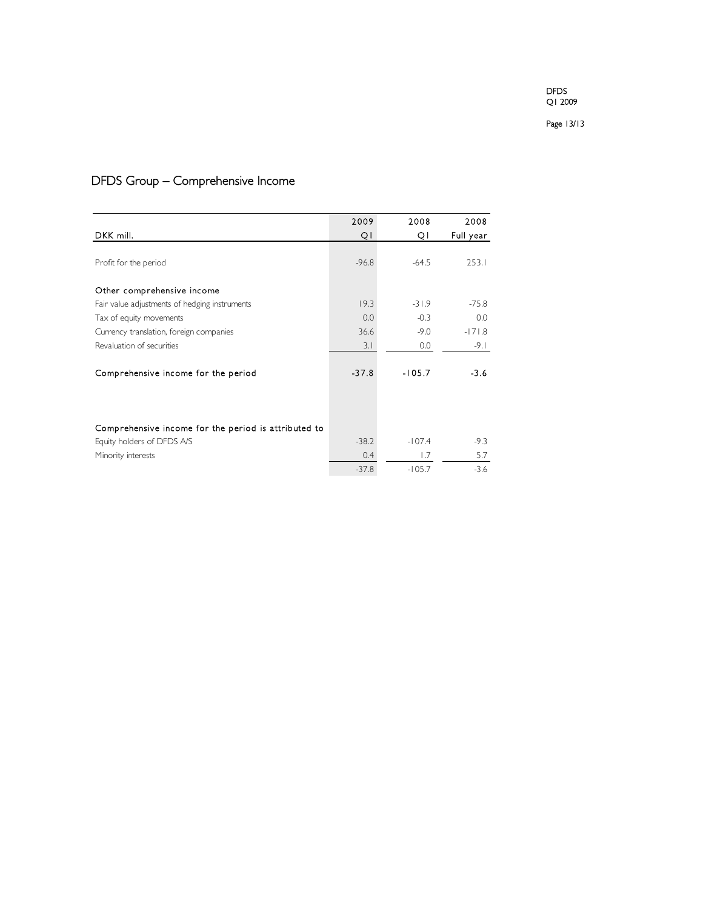# DFDS Group – Comprehensive Income

| DKK mill. | 2009 Q1 | 2008 Q1 | 2008 Full year |
|---|---|---|---|
| Profit for the period | -96.8 | -64.5 | 253.1 |
| **Other comprehensive income** | | | |
| Fair value adjustments of hedging instruments | 19.3 | -31.9 | -75.8 |
| Tax of equity movements | 0.0 | -0.3 | 0.0 |
| Currency translation, foreign companies | 36.6 | -9.0 | -171.8 |
| Revaluation of securities | 3.1 | 0.0 | -9.1 |
| **Comprehensive income for the period** | **-37.8** | **-105.7** | **-3.6** |
| **Comprehensive income for the period is attributed to** | | | |
| Equity holders of DFDS A/S | -38.2 | -107.4 | -9.3 |
| Minority interests | 0.4 | 1.7 | 5.7 |
| | -37.8 | -105.7 | -3.6 |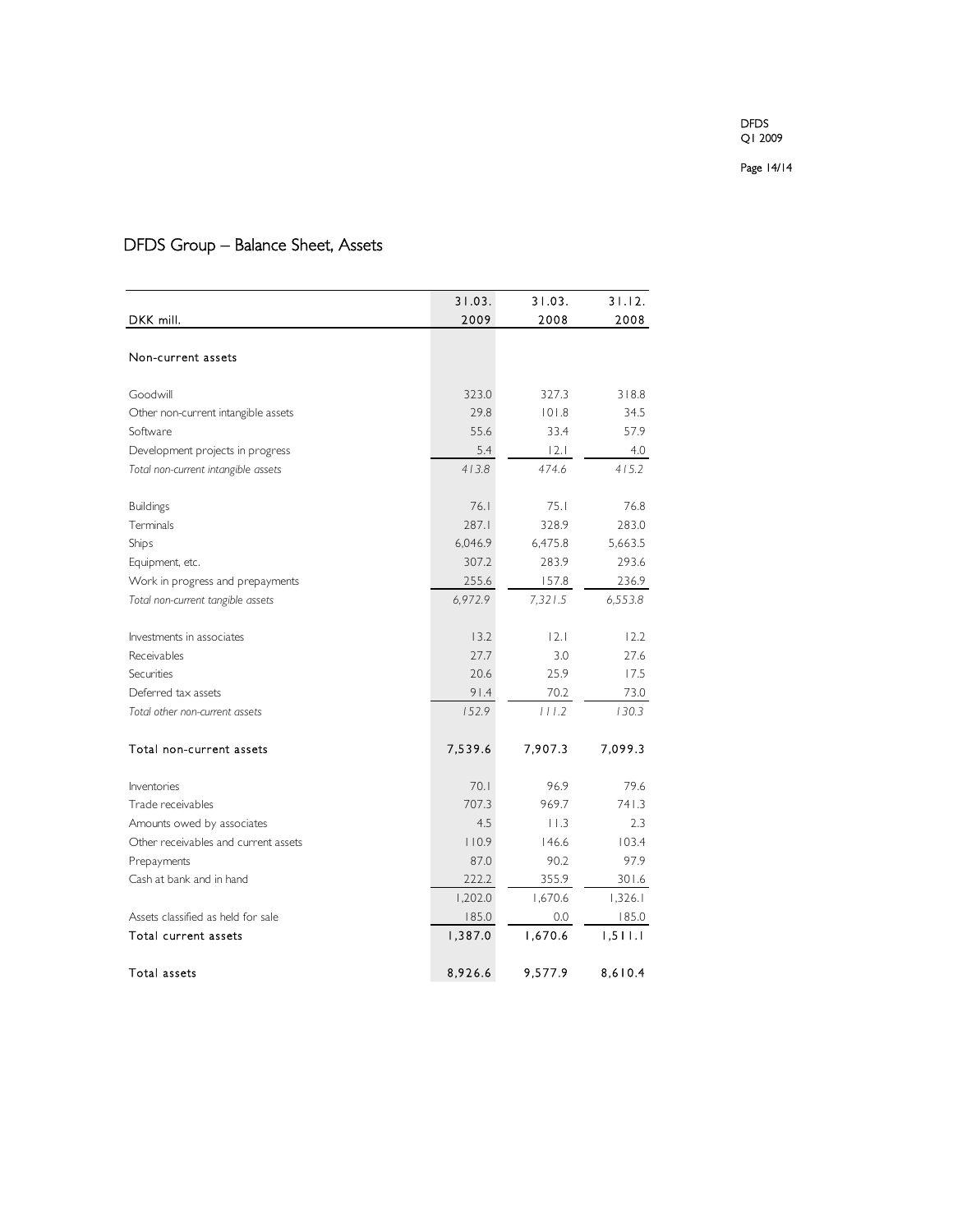# DFDS Group – Balance Sheet, Assets

| DKK mill. | 31.03. 2009 | 31.03. 2008 | 31.12. 2008 |
|---|---|---|---|
| **Non-current assets** | | | |
| Goodwill | 323.0 | 327.3 | 318.8 |
| Other non-current intangible assets | 29.8 | 101.8 | 34.5 |
| Software | 55.6 | 33.4 | 57.9 |
| Development projects in progress | 5.4 | 12.1 | 4.0 |
| *Total non-current intangible assets* | *413.8* | *474.6* | *415.2* |
| Buildings | 76.1 | 75.1 | 76.8 |
| Terminals | 287.1 | 328.9 | 283.0 |
| Ships | 6,046.9 | 6,475.8 | 5,663.5 |
| Equipment, etc. | 307.2 | 283.9 | 293.6 |
| Work in progress and prepayments | 255.6 | 157.8 | 236.9 |
| *Total non-current tangible assets* | *6,972.9* | *7,321.5* | *6,553.8* |
| Investments in associates | 13.2 | 12.1 | 12.2 |
| Receivables | 27.7 | 3.0 | 27.6 |
| Securities | 20.6 | 25.9 | 17.5 |
| Deferred tax assets | 91.4 | 70.2 | 73.0 |
| *Total other non-current assets* | *152.9* | *111.2* | *130.3* |
| Total non-current assets | 7,539.6 | 7,907.3 | 7,099.3 |
| Inventories | 70.1 | 96.9 | 79.6 |
| Trade receivables | 707.3 | 969.7 | 741.3 |
| Amounts owed by associates | 4.5 | 11.3 | 2.3 |
| Other receivables and current assets | 110.9 | 146.6 | 103.4 |
| Prepayments | 87.0 | 90.2 | 97.9 |
| Cash at bank and in hand | 222.2 | 355.9 | 301.6 |
| | 1,202.0 | 1,670.6 | 1,326.1 |
| Assets classified as held for sale | 185.0 | 0.0 | 185.0 |
| Total current assets | 1,387.0 | 1,670.6 | 1,511.1 |
| Total assets | 8,926.6 | 9,577.9 | 8,610.4 |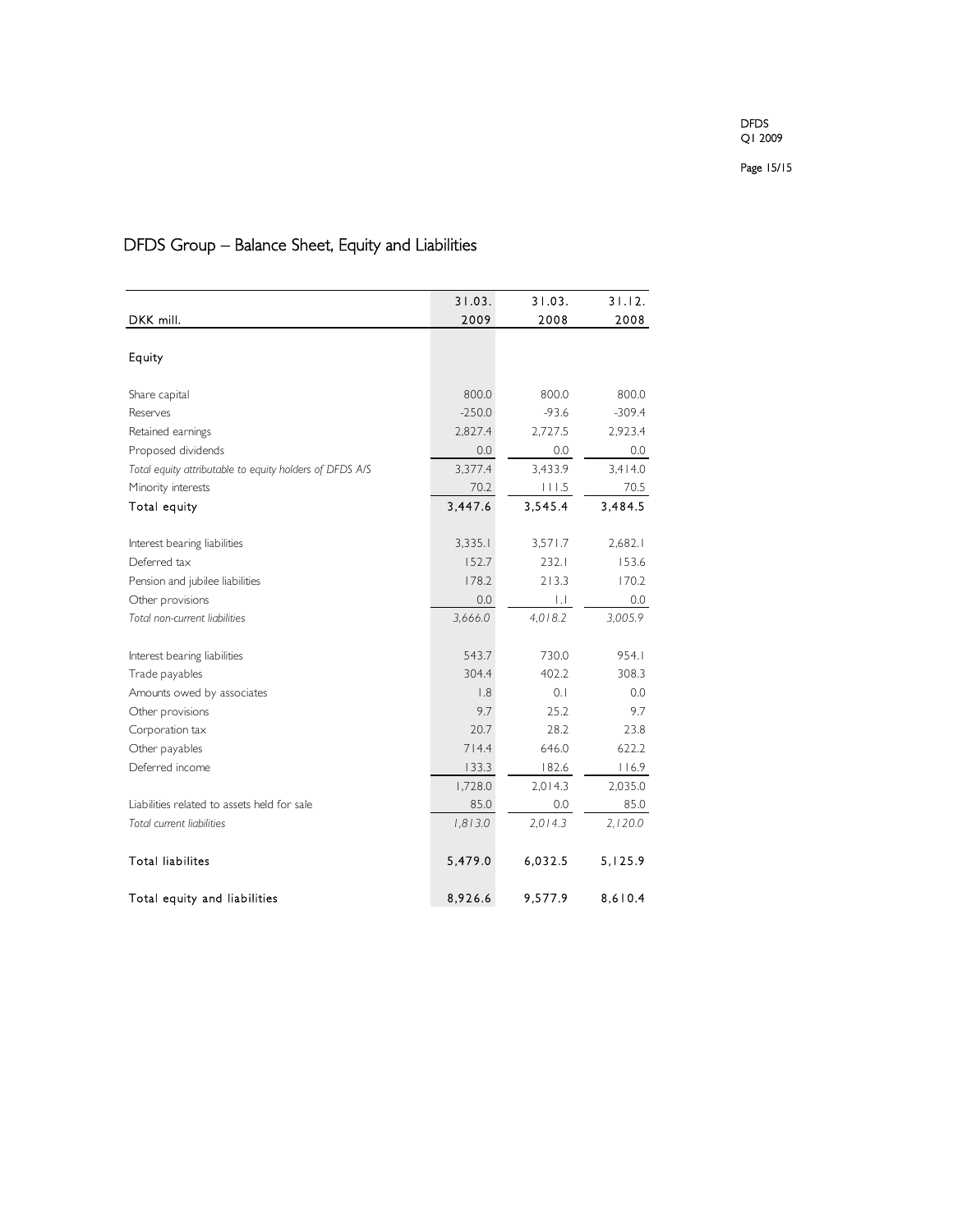# DFDS Group – Balance Sheet, Equity and Liabilities

| DKK mill. | 31.03. 2009 | 31.03. 2008 | 31.12. 2008 |
|---|---|---|---|
| **Equity** | | | |
| Share capital | 800.0 | 800.0 | 800.0 |
| Reserves | -250.0 | -93.6 | -309.4 |
| Retained earnings | 2,827.4 | 2,727.5 | 2,923.4 |
| Proposed dividends | 0.0 | 0.0 | 0.0 |
| *Total equity attributable to equity holders of DFDS A/S* | 3,377.4 | 3,433.9 | 3,414.0 |
| Minority interests | 70.2 | 111.5 | 70.5 |
| Total equity | 3,447.6 | 3,545.4 | 3,484.5 |
| | | | |
| Interest bearing liabilities | 3,335.1 | 3,571.7 | 2,682.1 |
| Deferred tax | 152.7 | 232.1 | 153.6 |
| Pension and jubilee liabilities | 178.2 | 213.3 | 170.2 |
| Other provisions | 0.0 | 1.1 | 0.0 |
| *Total non-current liabilities* | *3,666.0* | *4,018.2* | *3,005.9* |
| | | | |
| Interest bearing liabilities | 543.7 | 730.0 | 954.1 |
| Trade payables | 304.4 | 402.2 | 308.3 |
| Amounts owed by associates | 1.8 | 0.1 | 0.0 |
| Other provisions | 9.7 | 25.2 | 9.7 |
| Corporation tax | 20.7 | 28.2 | 23.8 |
| Other payables | 714.4 | 646.0 | 622.2 |
| Deferred income | 133.3 | 182.6 | 116.9 |
| | 1,728.0 | 2,014.3 | 2,035.0 |
| Liabilities related to assets held for sale | 85.0 | 0.0 | 85.0 |
| *Total current liabilities* | *1,813.0* | *2,014.3* | *2,120.0* |
| | | | |
| Total liabilites | 5,479.0 | 6,032.5 | 5,125.9 |
| | | | |
| Total equity and liabilities | 8,926.6 | 9,577.9 | 8,610.4 |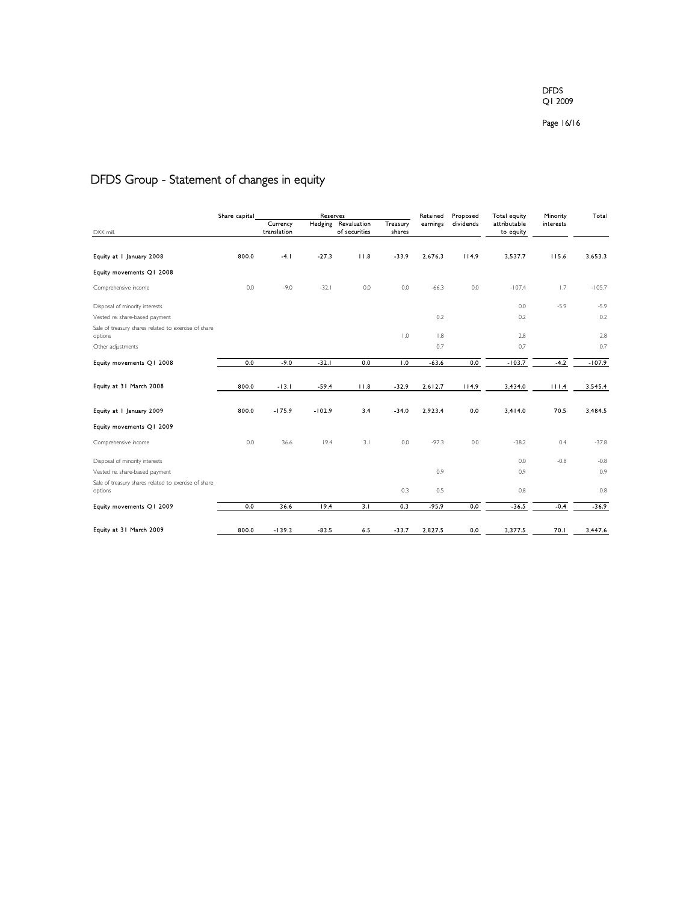# DFDS Group - Statement of changes in equity

| DKK mill. | Share capital | Reserves | | | | Retained earnings | Proposed dividends | Total equity attributable to equity | Minority interests | Total |
|---|---|---|---|---|---|---|---|---|---|---|
| | | Currency translation | Hedging | Revaluation of securities | Treasury shares | | | | | |
| Equity at 1 January 2008 | 800.0 | -4.1 | -27.3 | 11.8 | -33.9 | 2,676.3 | 114.9 | 3,537.7 | 115.6 | 3,653.3 |
| Equity movements Q1 2008 | | | | | | | | | | |
| Comprehensive income | 0.0 | -9.0 | -32.1 | 0.0 | 0.0 | -66.3 | 0.0 | -107.4 | 1.7 | -105.7 |
| Disposal of minority interests | | | | | | | | 0.0 | -5.9 | -5.9 |
| Vested re. share-based payment | | | | | | 0.2 | | 0.2 | | 0.2 |
| Sale of treasury shares related to exercise of share options | | | | | 1.0 | 1.8 | | 2.8 | | 2.8 |
| Other adjustments | | | | | | 0.7 | | 0.7 | | 0.7 |
| Equity movements Q1 2008 | 0.0 | -9.0 | -32.1 | 0.0 | 1.0 | -63.6 | 0.0 | -103.7 | -4.2 | -107.9 |
| Equity at 31 March 2008 | 800.0 | -13.1 | -59.4 | 11.8 | -32.9 | 2,612.7 | 114.9 | 3,434.0 | 111.4 | 3,545.4 |
| Equity at 1 January 2009 | 800.0 | -175.9 | -102.9 | 3.4 | -34.0 | 2,923.4 | 0.0 | 3,414.0 | 70.5 | 3,484.5 |
| Equity movements Q1 2009 | | | | | | | | | | |
| Comprehensive income | 0.0 | 36.6 | 19.4 | 3.1 | 0.0 | -97.3 | 0.0 | -38.2 | 0.4 | -37.8 |
| Disposal of minority interests | | | | | | | | 0.0 | -0.8 | -0.8 |
| Vested re. share-based payment | | | | | | 0.9 | | 0.9 | | 0.9 |
| Sale of treasury shares related to exercise of share options | | | | | 0.3 | 0.5 | | 0.8 | | 0.8 |
| Equity movements Q1 2009 | 0.0 | 36.6 | 19.4 | 3.1 | 0.3 | -95.9 | 0.0 | -36.5 | -0.4 | -36.9 |
| Equity at 31 March 2009 | 800.0 | -139.3 | -83.5 | 6.5 | -33.7 | 2,827.5 | 0.0 | 3,377.5 | 70.1 | 3,447.6 |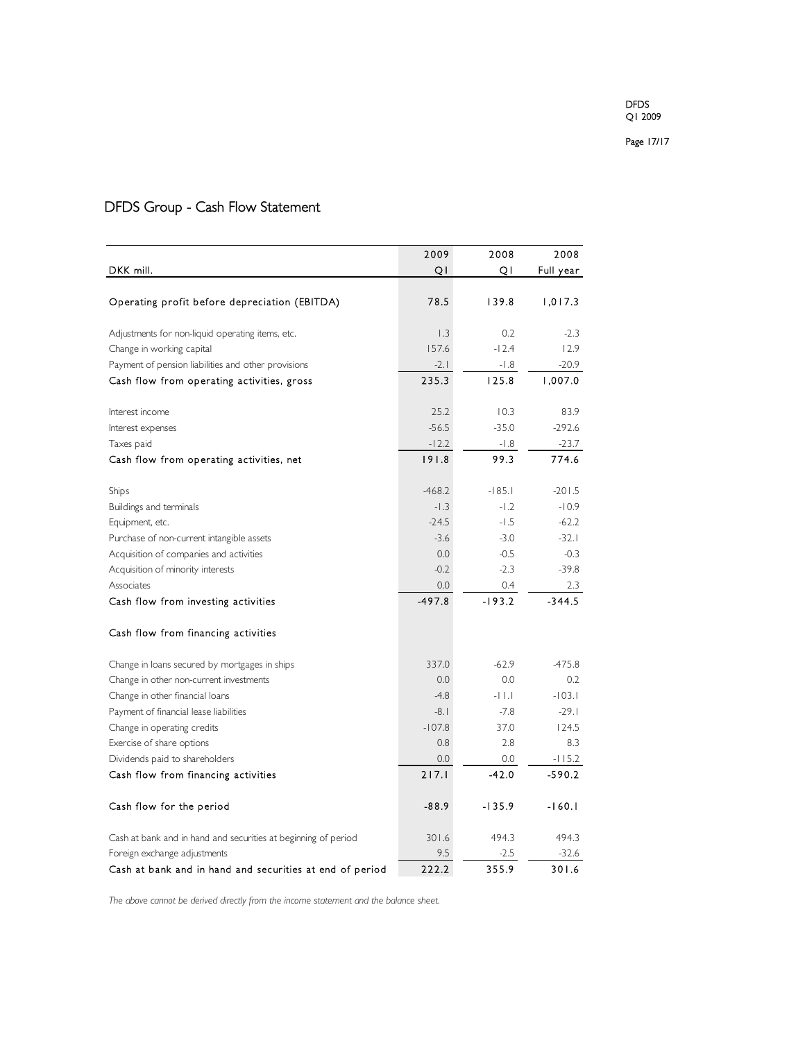# DFDS Group - Cash Flow Statement

| DKK mill. | 2009 Q1 | 2008 Q1 | 2008 Full year |
|---|---|---|---|
| Operating profit before depreciation (EBITDA) | 78.5 | 139.8 | 1,017.3 |
| Adjustments for non-liquid operating items, etc. | 1.3 | 0.2 | -2.3 |
| Change in working capital | 157.6 | -12.4 | 12.9 |
| Payment of pension liabilities and other provisions | -2.1 | -1.8 | -20.9 |
| Cash flow from operating activities, gross | 235.3 | 125.8 | 1,007.0 |
| Interest income | 25.2 | 10.3 | 83.9 |
| Interest expenses | -56.5 | -35.0 | -292.6 |
| Taxes paid | -12.2 | -1.8 | -23.7 |
| Cash flow from operating activities, net | 191.8 | 99.3 | 774.6 |
| Ships | -468.2 | -185.1 | -201.5 |
| Buildings and terminals | -1.3 | -1.2 | -10.9 |
| Equipment, etc. | -24.5 | -1.5 | -62.2 |
| Purchase of non-current intangible assets | -3.6 | -3.0 | -32.1 |
| Acquisition of companies and activities | 0.0 | -0.5 | -0.3 |
| Acquisition of minority interests | -0.2 | -2.3 | -39.8 |
| Associates | 0.0 | 0.4 | 2.3 |
| Cash flow from investing activities | -497.8 | -193.2 | -344.5 |
| Cash flow from financing activities | | | |
| Change in loans secured by mortgages in ships | 337.0 | -62.9 | -475.8 |
| Change in other non-current investments | 0.0 | 0.0 | 0.2 |
| Change in other financial loans | -4.8 | -11.1 | -103.1 |
| Payment of financial lease liabilities | -8.1 | -7.8 | -29.1 |
| Change in operating credits | -107.8 | 37.0 | 124.5 |
| Exercise of share options | 0.8 | 2.8 | 8.3 |
| Dividends paid to shareholders | 0.0 | 0.0 | -115.2 |
| Cash flow from financing activities | 217.1 | -42.0 | -590.2 |
| Cash flow for the period | -88.9 | -135.9 | -160.1 |
| Cash at bank and in hand and securities at beginning of period | 301.6 | 494.3 | 494.3 |
| Foreign exchange adjustments | 9.5 | -2.5 | -32.6 |
| Cash at bank and in hand and securities at end of period | 222.2 | 355.9 | 301.6 |

*The above cannot be derived directly from the income statement and the balance sheet.*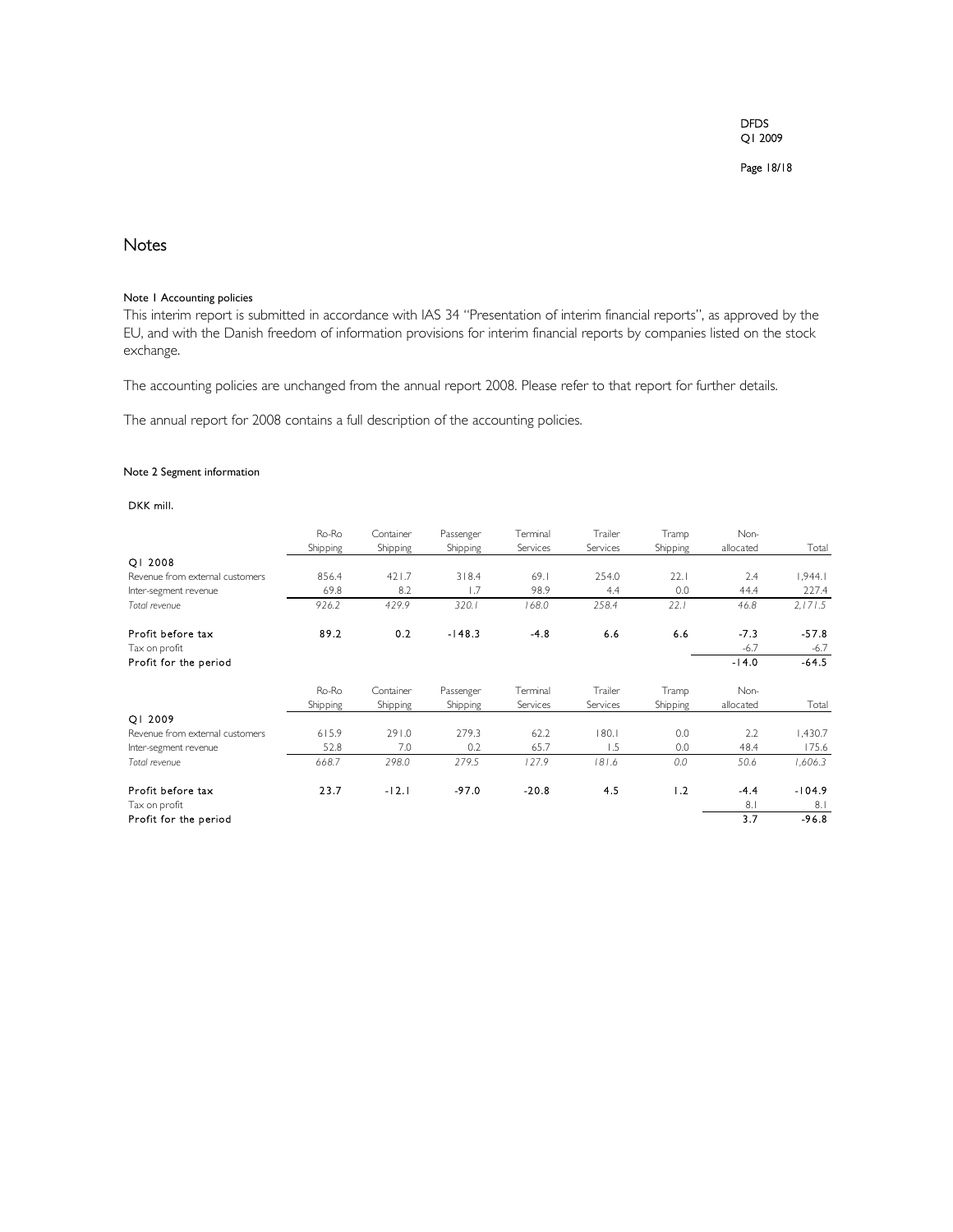## Notes

### Note 1 Accounting policies

This interim report is submitted in accordance with IAS 34 "Presentation of interim financial reports", as approved by the EU, and with the Danish freedom of information provisions for interim financial reports by companies listed on the stock exchange.

The accounting policies are unchanged from the annual report 2008. Please refer to that report for further details.

The annual report for 2008 contains a full description of the accounting policies.

### Note 2 Segment information

DKK mill.

| | Ro-Ro Shipping | Container Shipping | Passenger Shipping | Terminal Services | Trailer Services | Tramp Shipping | Non-allocated | Total |
|---|---|---|---|---|---|---|---|---|
| **Q1 2008** | | | | | | | | |
| Revenue from external customers | 856.4 | 421.7 | 318.4 | 69.1 | 254.0 | 22.1 | 2.4 | 1,944.1 |
| Inter-segment revenue | 69.8 | 8.2 | 1.7 | 98.9 | 4.4 | 0.0 | 44.4 | 227.4 |
| *Total revenue* | *926.2* | *429.9* | *320.1* | *168.0* | *258.4* | *22.1* | *46.8* | *2,171.5* |
| **Profit before tax** | **89.2** | **0.2** | **-148.3** | **-4.8** | **6.6** | **6.6** | **-7.3** | **-57.8** |
| Tax on profit | | | | | | | -6.7 | -6.7 |
| **Profit for the period** | | | | | | | **-14.0** | **-64.5** |

| | Ro-Ro Shipping | Container Shipping | Passenger Shipping | Terminal Services | Trailer Services | Tramp Shipping | Non-allocated | Total |
|---|---|---|---|---|---|---|---|---|
| **Q1 2009** | | | | | | | | |
| Revenue from external customers | 615.9 | 291.0 | 279.3 | 62.2 | 180.1 | 0.0 | 2.2 | 1,430.7 |
| Inter-segment revenue | 52.8 | 7.0 | 0.2 | 65.7 | 1.5 | 0.0 | 48.4 | 175.6 |
| *Total revenue* | *668.7* | *298.0* | *279.5* | *127.9* | *181.6* | *0.0* | *50.6* | *1,606.3* |
| **Profit before tax** | **23.7** | **-12.1** | **-97.0** | **-20.8** | **4.5** | **1.2** | **-4.4** | **-104.9** |
| Tax on profit | | | | | | | 8.1 | 8.1 |
| **Profit for the period** | | | | | | | **3.7** | **-96.8** |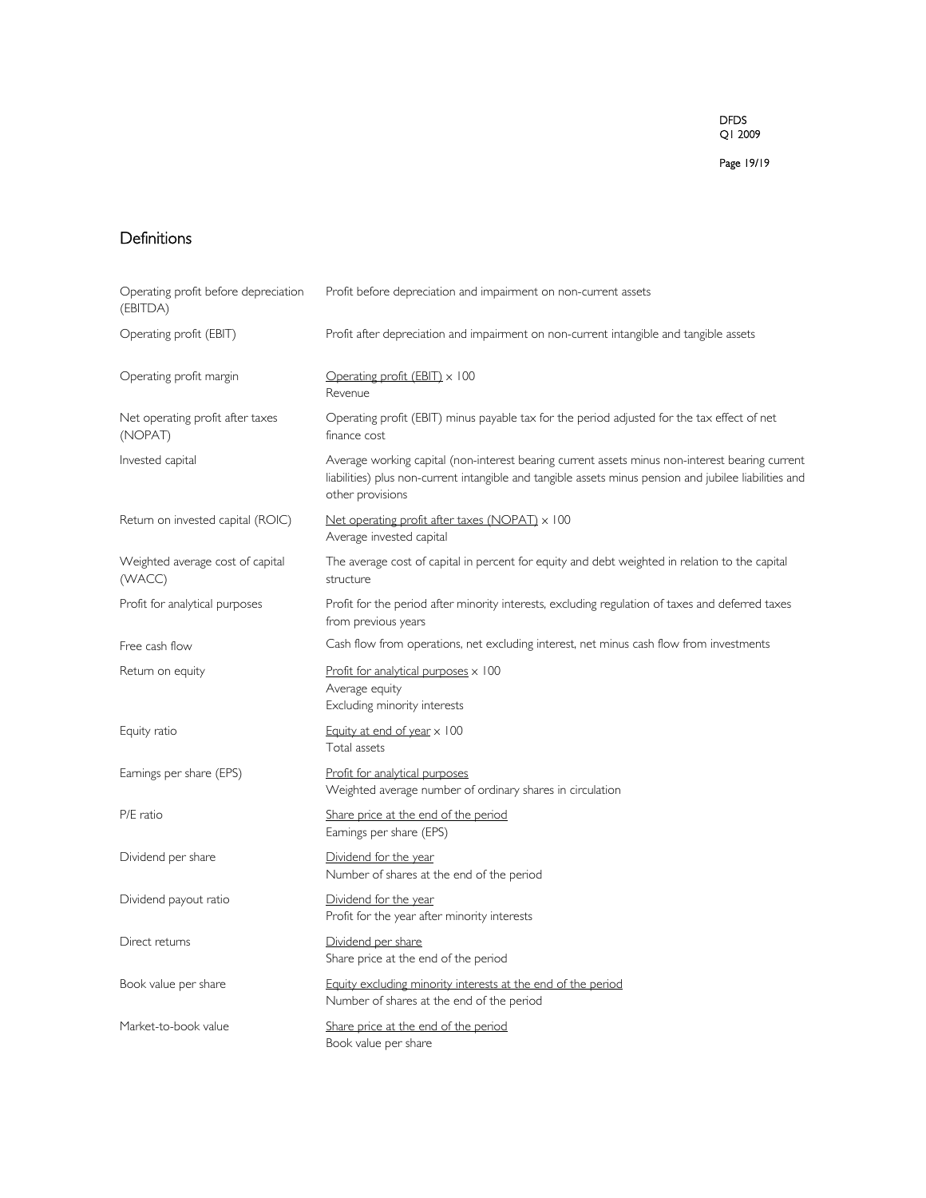# Definitions

| | |
|---|---|
| Operating profit before depreciation (EBITDA) | Profit before depreciation and impairment on non-current assets |
| Operating profit (EBIT) | Profit after depreciation and impairment on non-current intangible and tangible assets |
| Operating profit margin | $\frac{\text{Operating profit (EBIT)} \times 100}{\text{Revenue}}$ |
| Net operating profit after taxes (NOPAT) | Operating profit (EBIT) minus payable tax for the period adjusted for the tax effect of net finance cost |
| Invested capital | Average working capital (non-interest bearing current assets minus non-interest bearing current liabilities) plus non-current intangible and tangible assets minus pension and jubilee liabilities and other provisions |
| Return on invested capital (ROIC) | $\frac{\text{Net operating profit after taxes (NOPAT)} \times 100}{\text{Average invested capital}}$ |
| Weighted average cost of capital (WACC) | The average cost of capital in percent for equity and debt weighted in relation to the capital structure |
| Profit for analytical purposes | Profit for the period after minority interests, excluding regulation of taxes and deferred taxes from previous years |
| Free cash flow | Cash flow from operations, net excluding interest, net minus cash flow from investments |
| Return on equity | $\frac{\text{Profit for analytical purposes} \times 100}{\text{Average equity}}$ Excluding minority interests |
| Equity ratio | $\frac{\text{Equity at end of year} \times 100}{\text{Total assets}}$ |
| Earnings per share (EPS) | $\frac{\text{Profit for analytical purposes}}{\text{Weighted average number of ordinary shares in circulation}}$ |
| P/E ratio | $\frac{\text{Share price at the end of the period}}{\text{Earnings per share (EPS)}}$ |
| Dividend per share | $\frac{\text{Dividend for the year}}{\text{Number of shares at the end of the period}}$ |
| Dividend payout ratio | $\frac{\text{Dividend for the year}}{\text{Profit for the year after minority interests}}$ |
| Direct returns | $\frac{\text{Dividend per share}}{\text{Share price at the end of the period}}$ |
| Book value per share | $\frac{\text{Equity excluding minority interests at the end of the period}}{\text{Number of shares at the end of the period}}$ |
| Market-to-book value | $\frac{\text{Share price at the end of the period}}{\text{Book value per share}}$ |